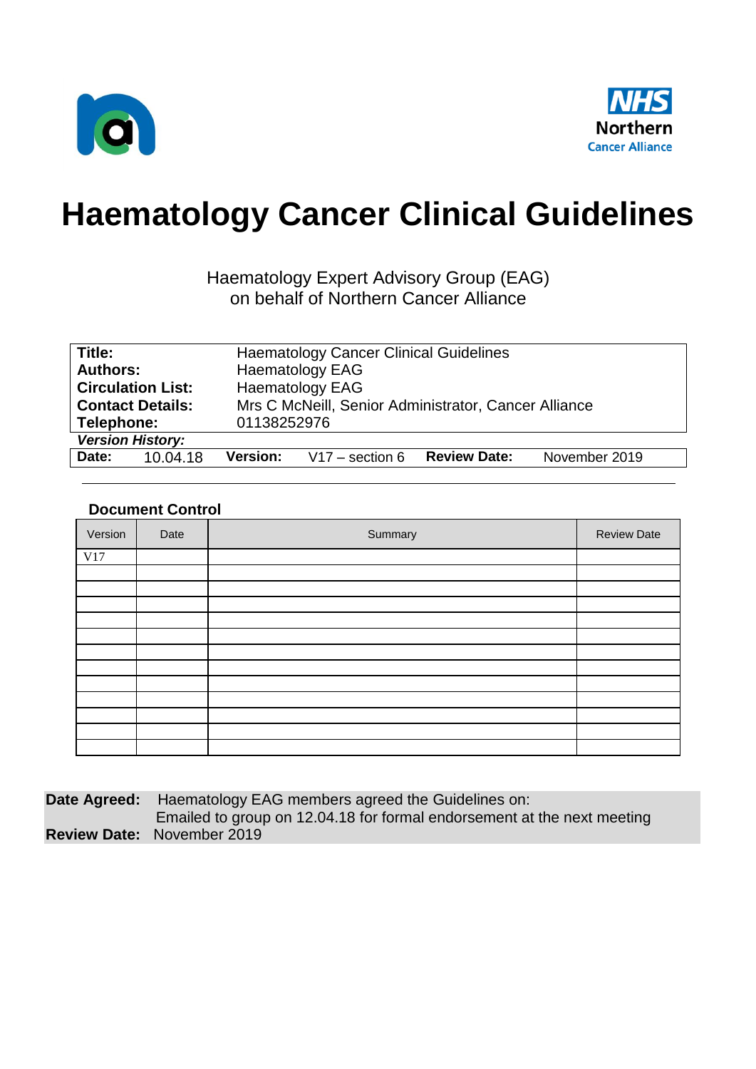NHS
Northern
Cancer Alliance

# Haematology Cancer Clinical Guidelines

Haematology Expert Advisory Group (EAG)
on behalf of Northern Cancer Alliance

| | |
|---|---|
| **Title:** | Haematology Cancer Clinical Guidelines |
| **Authors:** | Haematology EAG |
| **Circulation List:** | Haematology EAG |
| **Contact Details:** | Mrs C McNeill, Senior Administrator, Cancer Alliance |
| **Telephone:** | 01138252976 |

***Version History:***

| **Date:** | 10.04.18 | **Version:** | V17 – section 6 | **Review Date:** | November 2019 |
|---|---|---|---|---|---|

---

**Document Control**

| Version | Date | Summary | Review Date |
|---|---|---|---|
| V17 | | | |
| | | | |
| | | | |
| | | | |
| | | | |
| | | | |
| | | | |
| | | | |
| | | | |
| | | | |
| | | | |
| | | | |
| | | | |

**Date Agreed:** Haematology EAG members agreed the Guidelines on:
Emailed to group on 12.04.18 for formal endorsement at the next meeting
**Review Date:** November 2019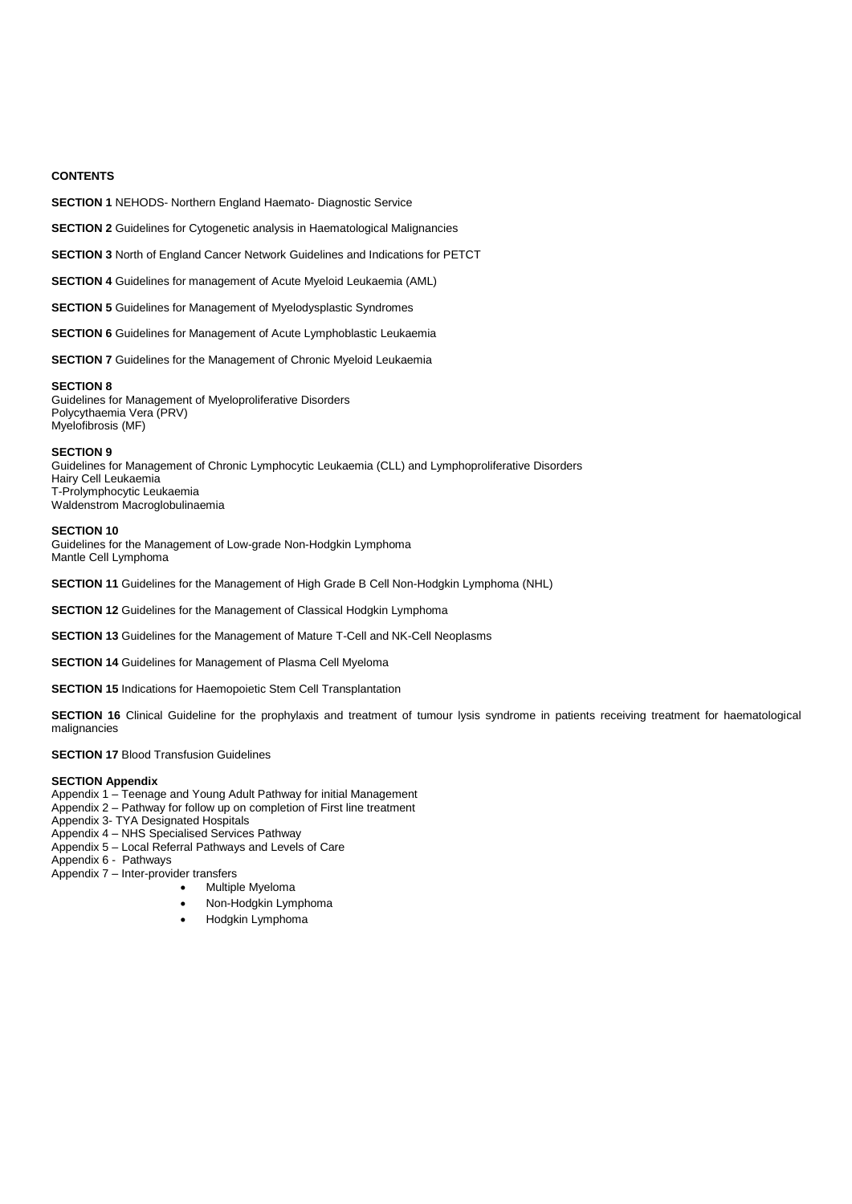**CONTENTS**

**SECTION 1** NEHODS- Northern England Haemato- Diagnostic Service

**SECTION 2** Guidelines for Cytogenetic analysis in Haematological Malignancies

**SECTION 3** North of England Cancer Network Guidelines and Indications for PETCT

**SECTION 4** Guidelines for management of Acute Myeloid Leukaemia (AML)

**SECTION 5** Guidelines for Management of Myelodysplastic Syndromes

**SECTION 6** Guidelines for Management of Acute Lymphoblastic Leukaemia

**SECTION 7** Guidelines for the Management of Chronic Myeloid Leukaemia

**SECTION 8**
Guidelines for Management of Myeloproliferative Disorders
Polycythaemia Vera (PRV)
Myelofibrosis (MF)

**SECTION 9**
Guidelines for Management of Chronic Lymphocytic Leukaemia (CLL) and Lymphoproliferative Disorders
Hairy Cell Leukaemia
T-Prolymphocytic Leukaemia
Waldenstrom Macroglobulinaemia

**SECTION 10**
Guidelines for the Management of Low-grade Non-Hodgkin Lymphoma
Mantle Cell Lymphoma

**SECTION 11** Guidelines for the Management of High Grade B Cell Non-Hodgkin Lymphoma (NHL)

**SECTION 12** Guidelines for the Management of Classical Hodgkin Lymphoma

**SECTION 13** Guidelines for the Management of Mature T-Cell and NK-Cell Neoplasms

**SECTION 14** Guidelines for Management of Plasma Cell Myeloma

**SECTION 15** Indications for Haemopoietic Stem Cell Transplantation

**SECTION 16** Clinical Guideline for the prophylaxis and treatment of tumour lysis syndrome in patients receiving treatment for haematological malignancies

**SECTION 17** Blood Transfusion Guidelines

**SECTION Appendix**
Appendix 1 – Teenage and Young Adult Pathway for initial Management
Appendix 2 – Pathway for follow up on completion of First line treatment
Appendix 3- TYA Designated Hospitals
Appendix 4 – NHS Specialised Services Pathway
Appendix 5 – Local Referral Pathways and Levels of Care
Appendix 6 - Pathways
Appendix 7 – Inter-provider transfers

- Multiple Myeloma
- Non-Hodgkin Lymphoma
- Hodgkin Lymphoma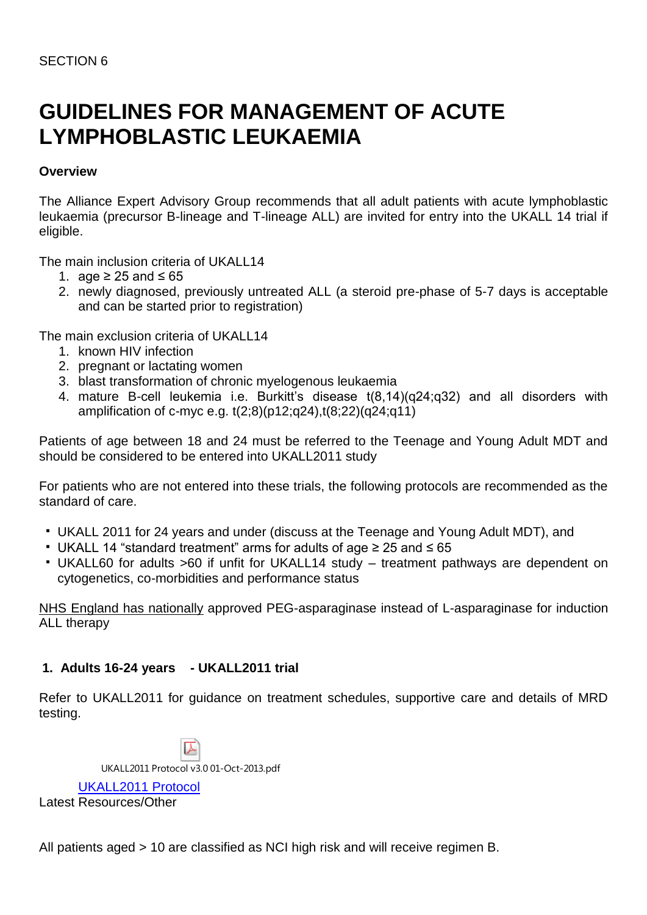SECTION 6

# GUIDELINES FOR MANAGEMENT OF ACUTE LYMPHOBLASTIC LEUKAEMIA

**Overview**

The Alliance Expert Advisory Group recommends that all adult patients with acute lymphoblastic leukaemia (precursor B-lineage and T-lineage ALL) are invited for entry into the UKALL 14 trial if eligible.

The main inclusion criteria of UKALL14

1. age ≥ 25 and ≤ 65
2. newly diagnosed, previously untreated ALL (a steroid pre-phase of 5-7 days is acceptable and can be started prior to registration)

The main exclusion criteria of UKALL14

1. known HIV infection
2. pregnant or lactating women
3. blast transformation of chronic myelogenous leukaemia
4. mature B-cell leukemia i.e. Burkitt's disease t(8,14)(q24;q32) and all disorders with amplification of c-myc e.g. t(2;8)(p12;q24),t(8;22)(q24;q11)

Patients of age between 18 and 24 must be referred to the Teenage and Young Adult MDT and should be considered to be entered into UKALL2011 study

For patients who are not entered into these trials, the following protocols are recommended as the standard of care.

- UKALL 2011 for 24 years and under (discuss at the Teenage and Young Adult MDT), and
- UKALL 14 "standard treatment" arms for adults of age ≥ 25 and ≤ 65
- UKALL60 for adults >60 if unfit for UKALL14 study – treatment pathways are dependent on cytogenetics, co-morbidities and performance status

NHS England has nationally approved PEG-asparaginase instead of L-asparaginase for induction ALL therapy

## 1. Adults 16-24 years - UKALL2011 trial

Refer to UKALL2011 for guidance on treatment schedules, supportive care and details of MRD testing.

UKALL2011 Protocol v3.0 01-Oct-2013.pdf

UKALL2011 Protocol
Latest Resources/Other

All patients aged > 10 are classified as NCI high risk and will receive regimen B.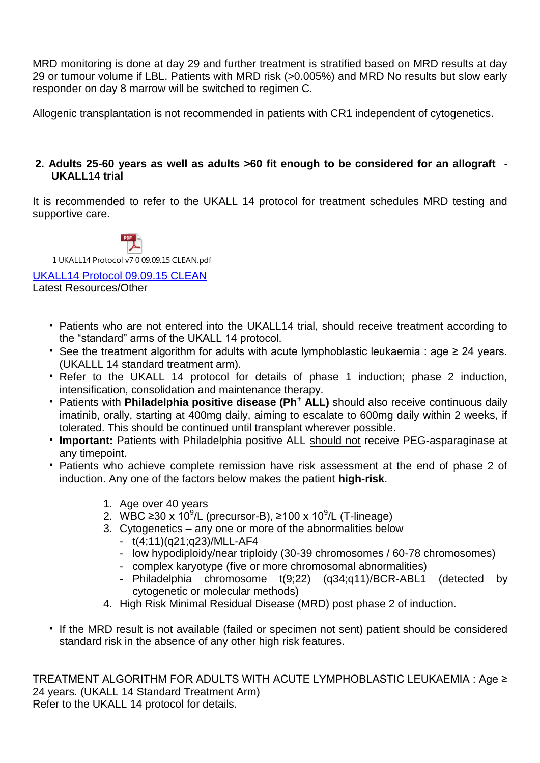MRD monitoring is done at day 29 and further treatment is stratified based on MRD results at day 29 or tumour volume if LBL. Patients with MRD risk (>0.005%) and MRD No results but slow early responder on day 8 marrow will be switched to regimen C.

Allogenic transplantation is not recommended in patients with CR1 independent of cytogenetics.

## 2. Adults 25-60 years as well as adults >60 fit enough to be considered for an allograft - UKALL14 trial

It is recommended to refer to the UKALL 14 protocol for treatment schedules MRD testing and supportive care.

1 UKALL14 Protocol v7 0 09.09.15 CLEAN.pdf

[UKALL14 Protocol 09.09.15 CLEAN](UKALL14 Protocol 09.09.15 CLEAN)
Latest Resources/Other

- Patients who are not entered into the UKALL14 trial, should receive treatment according to the "standard" arms of the UKALL 14 protocol.
- See the treatment algorithm for adults with acute lymphoblastic leukaemia : age ≥ 24 years. (UKALLL 14 standard treatment arm).
- Refer to the UKALL 14 protocol for details of phase 1 induction; phase 2 induction, intensification, consolidation and maintenance therapy.
- Patients with **Philadelphia positive disease ($Ph^+$ ALL)** should also receive continuous daily imatinib, orally, starting at 400mg daily, aiming to escalate to 600mg daily within 2 weeks, if tolerated. This should be continued until transplant wherever possible.
- **Important:** Patients with Philadelphia positive ALL <u>should not</u> receive PEG-asparaginase at any timepoint.
- Patients who achieve complete remission have risk assessment at the end of phase 2 of induction. Any one of the factors below makes the patient **high-risk**.

  1. Age over 40 years
  2. WBC ≥30 x $10^9$/L (precursor-B), ≥100 x $10^9$/L (T-lineage)
  3. Cytogenetics – any one or more of the abnormalities below
     - t(4;11)(q21;q23)/MLL-AF4
     - low hypodiploidy/near triploidy (30-39 chromosomes / 60-78 chromosomes)
     - complex karyotype (five or more chromosomal abnormalities)
     - Philadelphia chromosome t(9;22) (q34;q11)/BCR-ABL1 (detected by cytogenetic or molecular methods)
  4. High Risk Minimal Residual Disease (MRD) post phase 2 of induction.

- If the MRD result is not available (failed or specimen not sent) patient should be considered standard risk in the absence of any other high risk features.

TREATMENT ALGORITHM FOR ADULTS WITH ACUTE LYMPHOBLASTIC LEUKAEMIA : Age ≥ 24 years. (UKALL 14 Standard Treatment Arm)
Refer to the UKALL 14 protocol for details.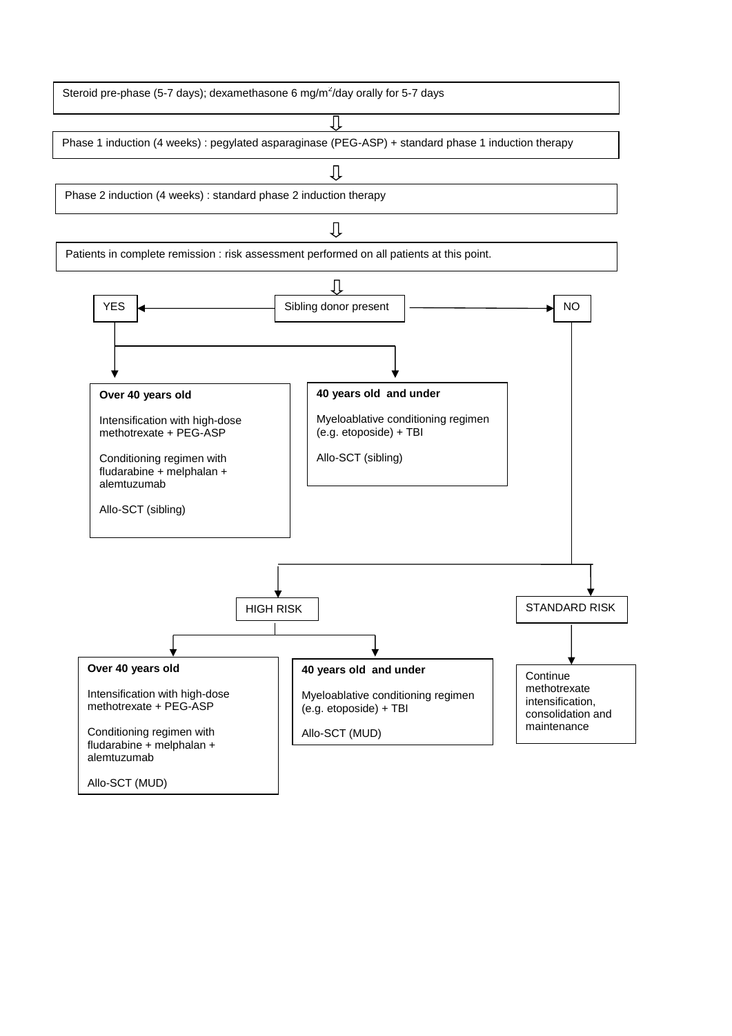Steroid pre-phase (5-7 days); dexamethasone 6 mg/m²/day orally for 5-7 days

⇩

Phase 1 induction (4 weeks) : pegylated asparaginase (PEG-ASP) + standard phase 1 induction therapy

⇩

Phase 2 induction (4 weeks) : standard phase 2 induction therapy

⇩

Patients in complete remission : risk assessment performed on all patients at this point.

⇩

Sibling donor present

- **YES**
  - **Over 40 years old**

    Intensification with high-dose methotrexate + PEG-ASP

    Conditioning regimen with fludarabine + melphalan + alemtuzumab

    Allo-SCT (sibling)

  - **40 years old and under**

    Myeloablative conditioning regimen (e.g. etoposide) + TBI

    Allo-SCT (sibling)

- **NO**
  - **HIGH RISK**
    - **Over 40 years old**

      Intensification with high-dose methotrexate + PEG-ASP

      Conditioning regimen with fludarabine + melphalan + alemtuzumab

      Allo-SCT (MUD)

    - **40 years old and under**

      Myeloablative conditioning regimen (e.g. etoposide) + TBI

      Allo-SCT (MUD)

  - **STANDARD RISK**
    - Continue methotrexate intensification, consolidation and maintenance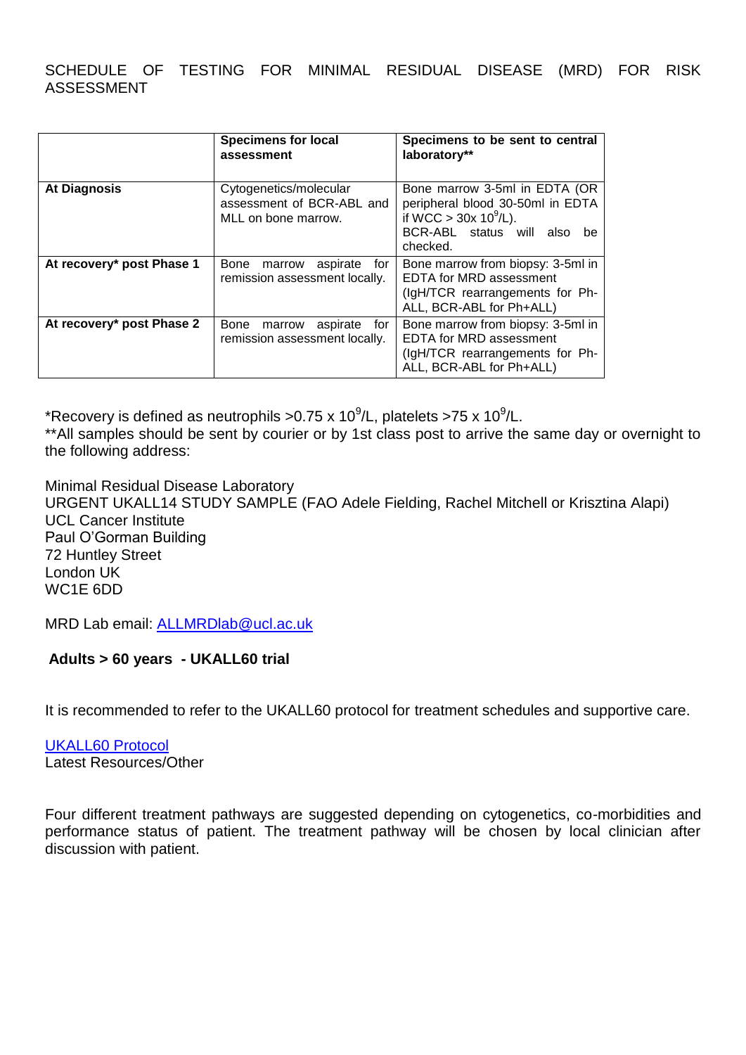SCHEDULE OF TESTING FOR MINIMAL RESIDUAL DISEASE (MRD) FOR RISK ASSESSMENT

| | **Specimens for local assessment** | **Specimens to be sent to central laboratory**** |
|---|---|---|
| **At Diagnosis** | Cytogenetics/molecular assessment of BCR-ABL and MLL on bone marrow. | Bone marrow 3-5ml in EDTA (OR peripheral blood 30-50ml in EDTA if WCC > 30x $10^9$/L). BCR-ABL status will also be checked. |
| **At recovery* post Phase 1** | Bone marrow aspirate for remission assessment locally. | Bone marrow from biopsy: 3-5ml in EDTA for MRD assessment (IgH/TCR rearrangements for Ph-ALL, BCR-ABL for Ph+ALL) |
| **At recovery* post Phase 2** | Bone marrow aspirate for remission assessment locally. | Bone marrow from biopsy: 3-5ml in EDTA for MRD assessment (IgH/TCR rearrangements for Ph-ALL, BCR-ABL for Ph+ALL) |

*Recovery is defined as neutrophils >0.75 x $10^9$/L, platelets >75 x $10^9$/L.
**All samples should be sent by courier or by 1st class post to arrive the same day or overnight to the following address:

Minimal Residual Disease Laboratory
URGENT UKALL14 STUDY SAMPLE (FAO Adele Fielding, Rachel Mitchell or Krisztina Alapi)
UCL Cancer Institute
Paul O'Gorman Building
72 Huntley Street
London UK
WC1E 6DD

MRD Lab email: ALLMRDlab@ucl.ac.uk

**Adults > 60 years - UKALL60 trial**

It is recommended to refer to the UKALL60 protocol for treatment schedules and supportive care.

UKALL60 Protocol
Latest Resources/Other

Four different treatment pathways are suggested depending on cytogenetics, co-morbidities and performance status of patient. The treatment pathway will be chosen by local clinician after discussion with patient.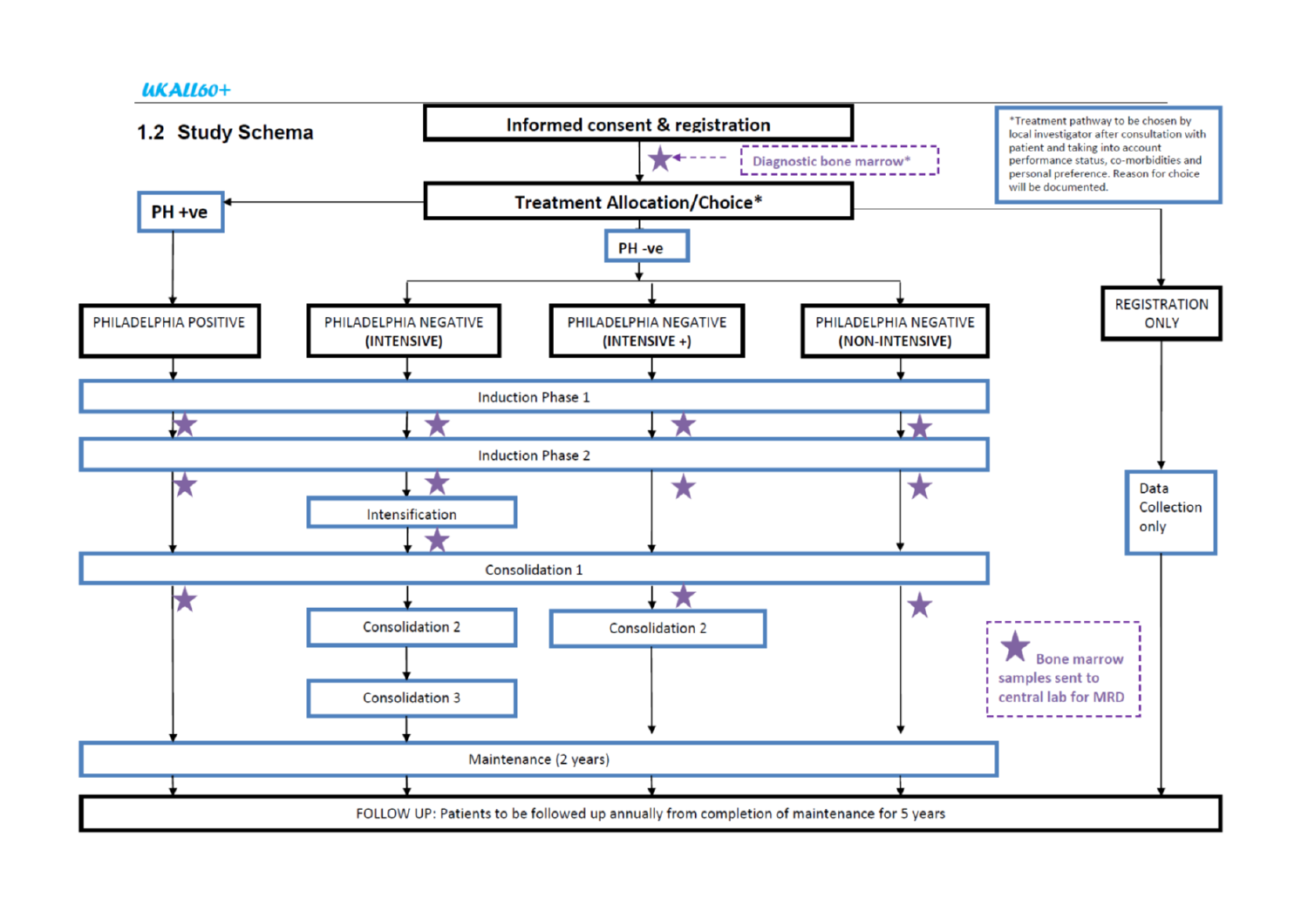## 1.2 Study Schema

**Informed consent & registration**

★ Diagnostic bone marrow*

**Treatment Allocation/Choice***

*Treatment pathway to be chosen by local investigator after consultation with patient and taking into account performance status, co-morbidities and personal preference. Reason for choice will be documented.

**PH +ve**

- PHILADELPHIA POSITIVE
  - Induction Phase 1 ★
  - Induction Phase 2 ★
  - Consolidation 1 ★
  - Maintenance (2 years)

**PH -ve**

- PHILADELPHIA NEGATIVE (INTENSIVE)
  - Induction Phase 1 ★
  - Induction Phase 2 ★
  - Intensification ★
  - Consolidation 1
  - Consolidation 2
  - Consolidation 3
  - Maintenance (2 years)
- PHILADELPHIA NEGATIVE (INTENSIVE +)
  - Induction Phase 1 ★
  - Induction Phase 2 ★
  - Consolidation 1 ★
  - Consolidation 2
  - Maintenance (2 years)
- PHILADELPHIA NEGATIVE (NON-INTENSIVE)
  - Induction Phase 1 ★
  - Induction Phase 2 ★
  - Consolidation 1 ★
  - Maintenance (2 years)

**REGISTRATION ONLY**

- Data Collection only

★ Bone marrow samples sent to central lab for MRD

**FOLLOW UP: Patients to be followed up annually from completion of maintenance for 5 years**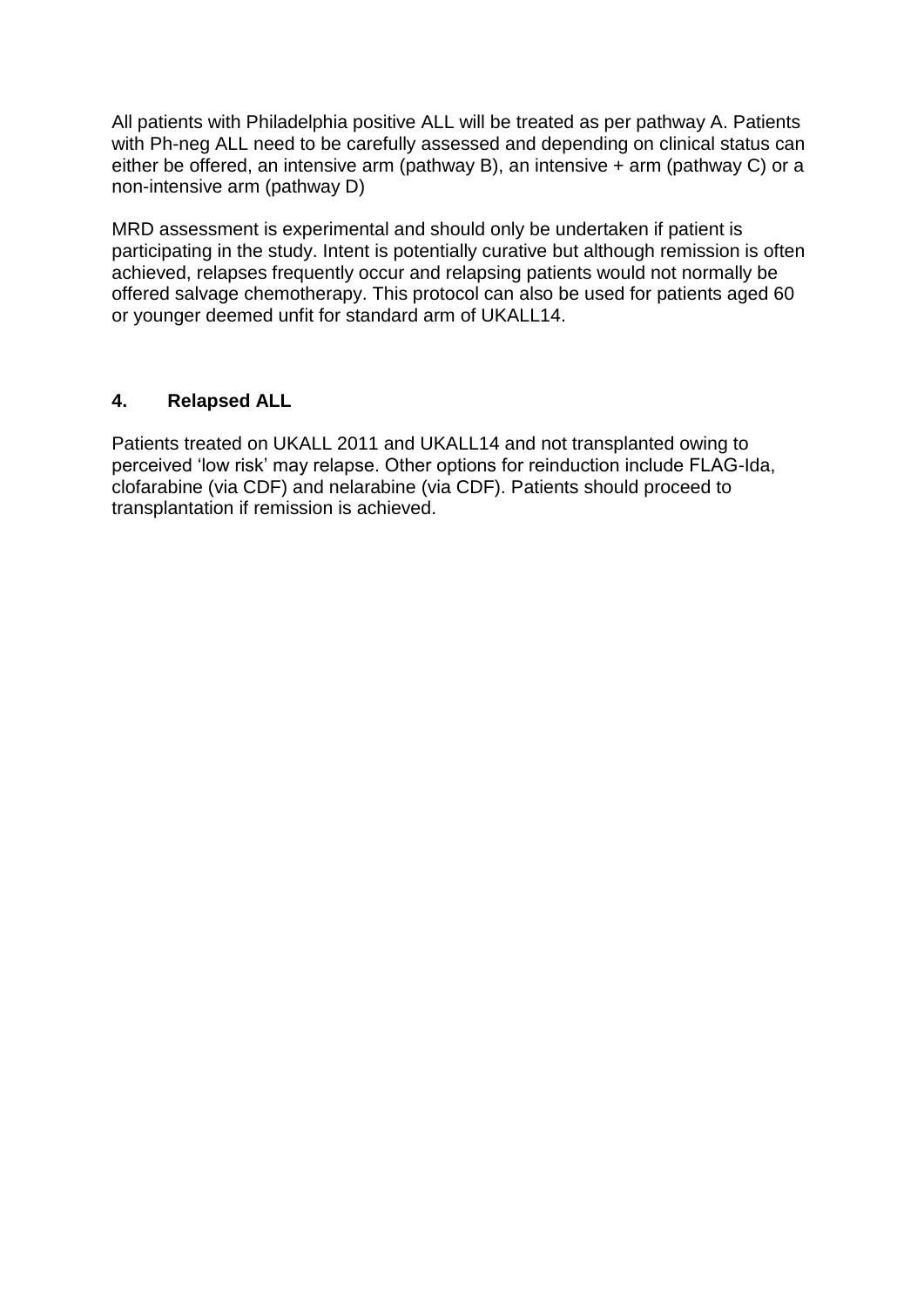All patients with Philadelphia positive ALL will be treated as per pathway A. Patients with Ph-neg ALL need to be carefully assessed and depending on clinical status can either be offered, an intensive arm (pathway B), an intensive + arm (pathway C) or a non-intensive arm (pathway D)

MRD assessment is experimental and should only be undertaken if patient is participating in the study. Intent is potentially curative but although remission is often achieved, relapses frequently occur and relapsing patients would not normally be offered salvage chemotherapy. This protocol can also be used for patients aged 60 or younger deemed unfit for standard arm of UKALL14.

## 4. Relapsed ALL

Patients treated on UKALL 2011 and UKALL14 and not transplanted owing to perceived 'low risk' may relapse. Other options for reinduction include FLAG-Ida, clofarabine (via CDF) and nelarabine (via CDF). Patients should proceed to transplantation if remission is achieved.